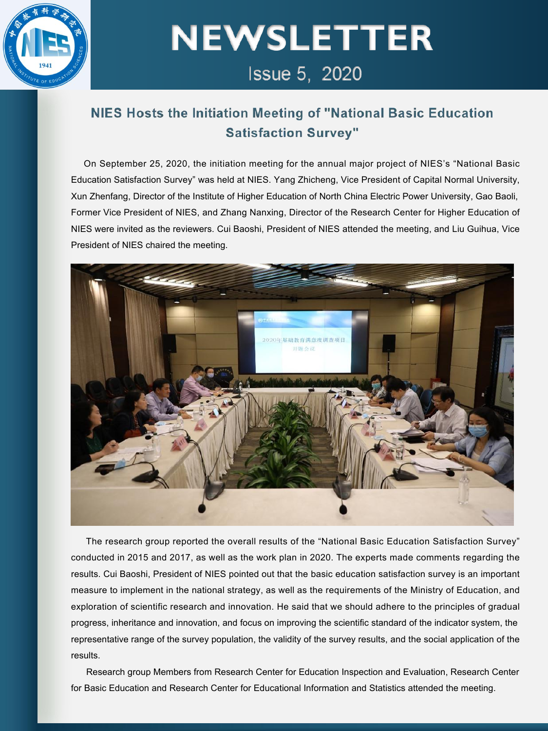# NEWSLETTER

Issue 5, 2020

## NIES Hosts the Initiation Meeting of "National Basic Education Satisfaction Survey"

On September 25, 2020, the initiation meeting for the annual major project of NIES's "National Basic Education Satisfaction Survey" was held at NIES. Yang Zhicheng, Vice President of Capital Normal University, Xun Zhenfang, Director of the Institute of Higher Education of North China Electric Power University, Gao Baoli, Former Vice President of NIES, and Zhang Nanxing, Director of the Research Center for Higher Education of NIES were invited as the reviewers. Cui Baoshi, President of NIES attended the meeting, and Liu Guihua, Vice President of NIES chaired the meeting.

The research group reported the overall results of the "National Basic Education Satisfaction Survey" conducted in 2015 and 2017, as well as the work plan in 2020. The experts made comments regarding the results. Cui Baoshi, President of NIES pointed out that the basic education satisfaction survey is an important measure to implement in the national strategy, as well as the requirements of the Ministry of Education, and exploration of scientific research and innovation. He said that we should adhere to the principles of gradual progress, inheritance and innovation, and focus on improving the scientific standard of the indicator system, the representative range of the survey population, the validity of the survey results, and the social application of the results.

Research group Members from Research Center for Education Inspection and Evaluation, Research Center for Basic Education and Research Center for Educational Information and Statistics attended the meeting.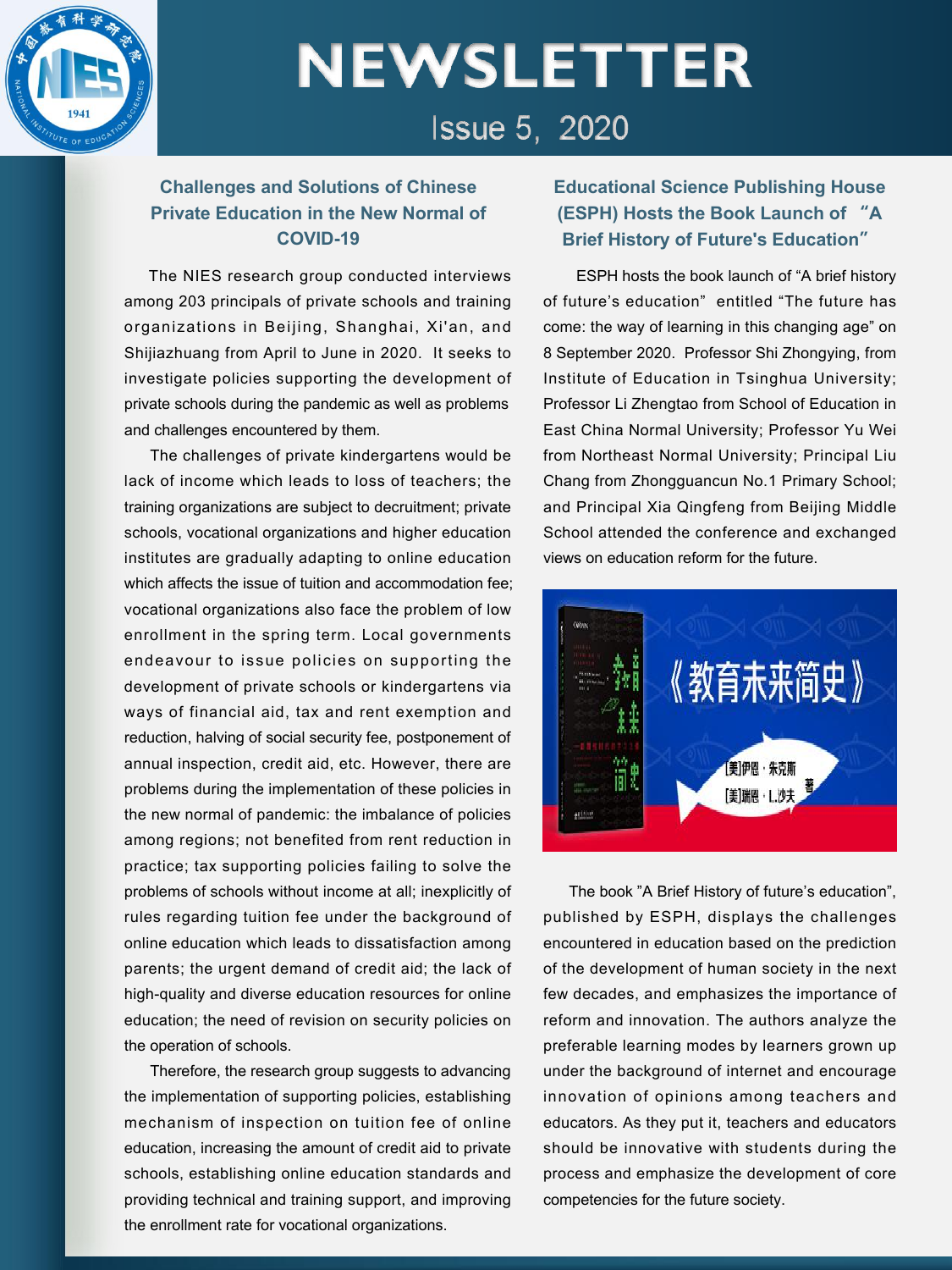# NEWSLETTER

Issue 5, 2020

## Challenges and Solutions of Chinese Private Education in the New Normal of COVID-19

The NIES research group conducted interviews among 203 principals of private schools and training organizations in Beijing, Shanghai, Xi'an, and Shijiazhuang from April to June in 2020. It seeks to investigate policies supporting the development of private schools during the pandemic as well as problems and challenges encountered by them.

The challenges of private kindergartens would be lack of income which leads to loss of teachers; the training organizations are subject to decruitment; private schools, vocational organizations and higher education institutes are gradually adapting to online education which affects the issue of tuition and accommodation fee; vocational organizations also face the problem of low enrollment in the spring term. Local governments endeavour to issue policies on supporting the development of private schools or kindergartens via ways of financial aid, tax and rent exemption and reduction, halving of social security fee, postponement of annual inspection, credit aid, etc. However, there are problems during the implementation of these policies in the new normal of pandemic: the imbalance of policies among regions; not benefited from rent reduction in practice; tax supporting policies failing to solve the problems of schools without income at all; inexplicitly of rules regarding tuition fee under the background of online education which leads to dissatisfaction among parents; the urgent demand of credit aid; the lack of high-quality and diverse education resources for online education; the need of revision on security policies on the operation of schools.

Therefore, the research group suggests to advancing the implementation of supporting policies, establishing mechanism of inspection on tuition fee of online education, increasing the amount of credit aid to private schools, establishing online education standards and providing technical and training support, and improving the enrollment rate for vocational organizations.

## Educational Science Publishing House (ESPH) Hosts the Book Launch of "A Brief History of Future's Education"

ESPH hosts the book launch of "A brief history of future's education" entitled "The future has come: the way of learning in this changing age" on 8 September 2020. Professor Shi Zhongying, from Institute of Education in Tsinghua University; Professor Li Zhengtao from School of Education in East China Normal University; Professor Yu Wei from Northeast Normal University; Principal Liu Chang from Zhongguancun No.1 Primary School; and Principal Xia Qingfeng from Beijing Middle School attended the conference and exchanged views on education reform for the future.

The book "A Brief History of future's education", published by ESPH, displays the challenges encountered in education based on the prediction of the development of human society in the next few decades, and emphasizes the importance of reform and innovation. The authors analyze the preferable learning modes by learners grown up under the background of internet and encourage innovation of opinions among teachers and educators. As they put it, teachers and educators should be innovative with students during the process and emphasize the development of core competencies for the future society.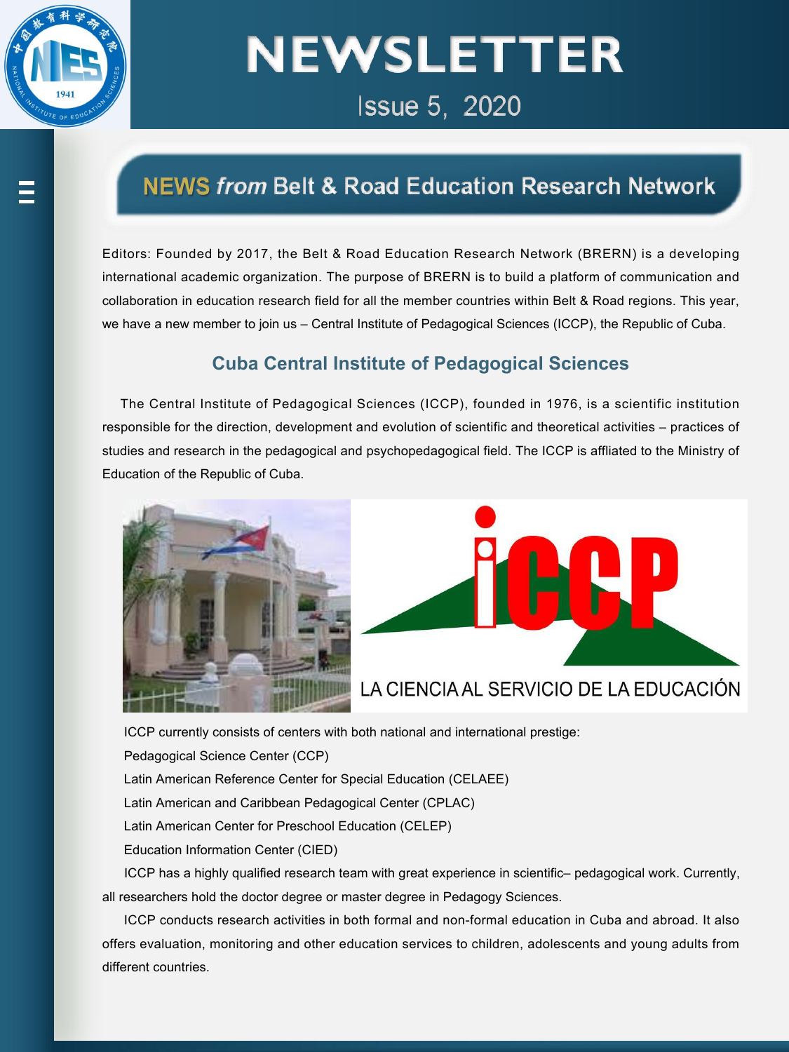# NEWSLETTER

Issue 5, 2020

## NEWS *from* Belt & Road Education Research Network

Editors: Founded by 2017, the Belt & Road Education Research Network (BRERN) is a developing international academic organization. The purpose of BRERN is to build a platform of communication and collaboration in education research field for all the member countries within Belt & Road regions. This year, we have a new member to join us – Central Institute of Pedagogical Sciences (ICCP), the Republic of Cuba.

### Cuba Central Institute of Pedagogical Sciences

The Central Institute of Pedagogical Sciences (ICCP), founded in 1976, is a scientific institution responsible for the direction, development and evolution of scientific and theoretical activities – practices of studies and research in the pedagogical and psychopedagogical field. The ICCP is affliated to the Ministry of Education of the Republic of Cuba.

LA CIENCIA AL SERVICIO DE LA EDUCACIÓN

ICCP currently consists of centers with both national and international prestige:

Pedagogical Science Center (CCP)

Latin American Reference Center for Special Education (CELAEE)

Latin American and Caribbean Pedagogical Center (CPLAC)

Latin American Center for Preschool Education (CELEP)

Education Information Center (CIED)

ICCP has a highly qualified research team with great experience in scientific– pedagogical work. Currently, all researchers hold the doctor degree or master degree in Pedagogy Sciences.

ICCP conducts research activities in both formal and non-formal education in Cuba and abroad. It also offers evaluation, monitoring and other education services to children, adolescents and young adults from different countries.